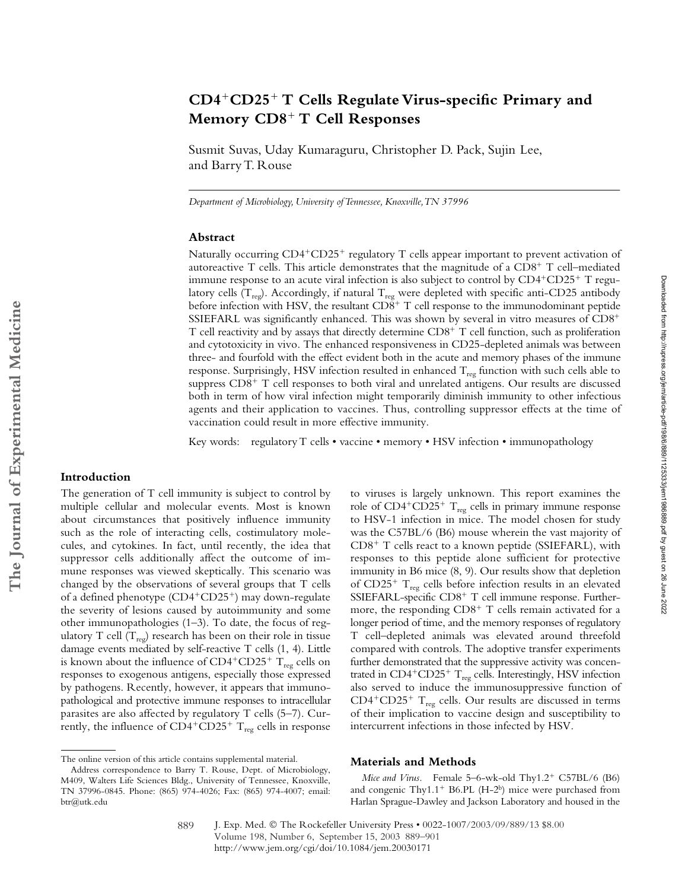# $CD4^+CD25^+$ T Cells Regulate Virus-specific Primary and Memory $CD8^+$ T Cell Responses

Susmit Suvas, Uday Kumaraguru, Christopher D. Pack, Sujin Lee, and Barry T. Rouse

*Department of Microbiology, University of Tennessee, Knoxville, TN 37996*

## Abstract

Naturally occurring $CD4^+CD25^+$ regulatory T cells appear important to prevent activation of autoreactive T cells. This article demonstrates that the magnitude of a $CD8^+$ T cell–mediated immune response to an acute viral infection is also subject to control by $CD4^+CD25^+$ T regulatory cells ($T_{reg}$). Accordingly, if natural $T_{reg}$ were depleted with specific anti-CD25 antibody before infection with HSV, the resultant $CD8^+$ T cell response to the immunodominant peptide SSIEFARL was significantly enhanced. This was shown by several in vitro measures of $CD8^+$ T cell reactivity and by assays that directly determine $CD8^+$ T cell function, such as proliferation and cytotoxicity in vivo. The enhanced responsiveness in CD25-depleted animals was between three- and fourfold with the effect evident both in the acute and memory phases of the immune response. Surprisingly, HSV infection resulted in enhanced $T_{reg}$ function with such cells able to suppress $CD8^+$ T cell responses to both viral and unrelated antigens. Our results are discussed both in term of how viral infection might temporarily diminish immunity to other infectious agents and their application to vaccines. Thus, controlling suppressor effects at the time of vaccination could result in more effective immunity.

Key words: regulatory T cells • vaccine • memory • HSV infection • immunopathology

## Introduction

The generation of T cell immunity is subject to control by multiple cellular and molecular events. Most is known about circumstances that positively influence immunity such as the role of interacting cells, costimulatory molecules, and cytokines. In fact, until recently, the idea that suppressor cells additionally affect the outcome of immune responses was viewed skeptically. This scenario was changed by the observations of several groups that T cells of a defined phenotype ($CD4^+CD25^+$) may down-regulate the severity of lesions caused by autoimmunity and some other immunopathologies (1–3). To date, the focus of regulatory T cell ($T_{reg}$) research has been on their role in tissue damage events mediated by self-reactive T cells (1, 4). Little is known about the influence of $CD4^+CD25^+$ $T_{reg}$ cells on responses to exogenous antigens, especially those expressed by pathogens. Recently, however, it appears that immunopathological and protective immune responses to intracellular parasites are also affected by regulatory T cells (5–7). Currently, the influence of $CD4^+CD25^+$ $T_{reg}$ cells in response to viruses is largely unknown. This report examines the role of $CD4^+CD25^+$ $T_{reg}$ cells in primary immune response to HSV-1 infection in mice. The model chosen for study was the C57BL/6 (B6) mouse wherein the vast majority of $CD8^+$ T cells react to a known peptide (SSIEFARL), with responses to this peptide alone sufficient for protective immunity in B6 mice (8, 9). Our results show that depletion of $CD25^+$ $T_{reg}$ cells before infection results in an elevated SSIEFARL-specific $CD8^+$ T cell immune response. Furthermore, the responding $CD8^+$ T cells remain activated for a longer period of time, and the memory responses of regulatory T cell–depleted animals was elevated around threefold compared with controls. The adoptive transfer experiments further demonstrated that the suppressive activity was concentrated in $CD4^+CD25^+$ $T_{reg}$ cells. Interestingly, HSV infection also served to induce the immunosuppressive function of $CD4^+CD25^+$ $T_{reg}$ cells. Our results are discussed in terms of their implication to vaccine design and susceptibility to intercurrent infections in those infected by HSV.

## Materials and Methods

*Mice and Virus.* Female 5–6-wk-old $Thy1.2^+$ C57BL/6 (B6) and congenic $Thy1.1^+$ B6.PL (H-$2^b$) mice were purchased from Harlan Sprague-Dawley and Jackson Laboratory and housed in the

The online version of this article contains supplemental material.

Address correspondence to Barry T. Rouse, Dept. of Microbiology, M409, Walters Life Sciences Bldg., University of Tennessee, Knoxville, TN 37996-0845. Phone: (865) 974-4026; Fax: (865) 974-4007; email: btr@utk.edu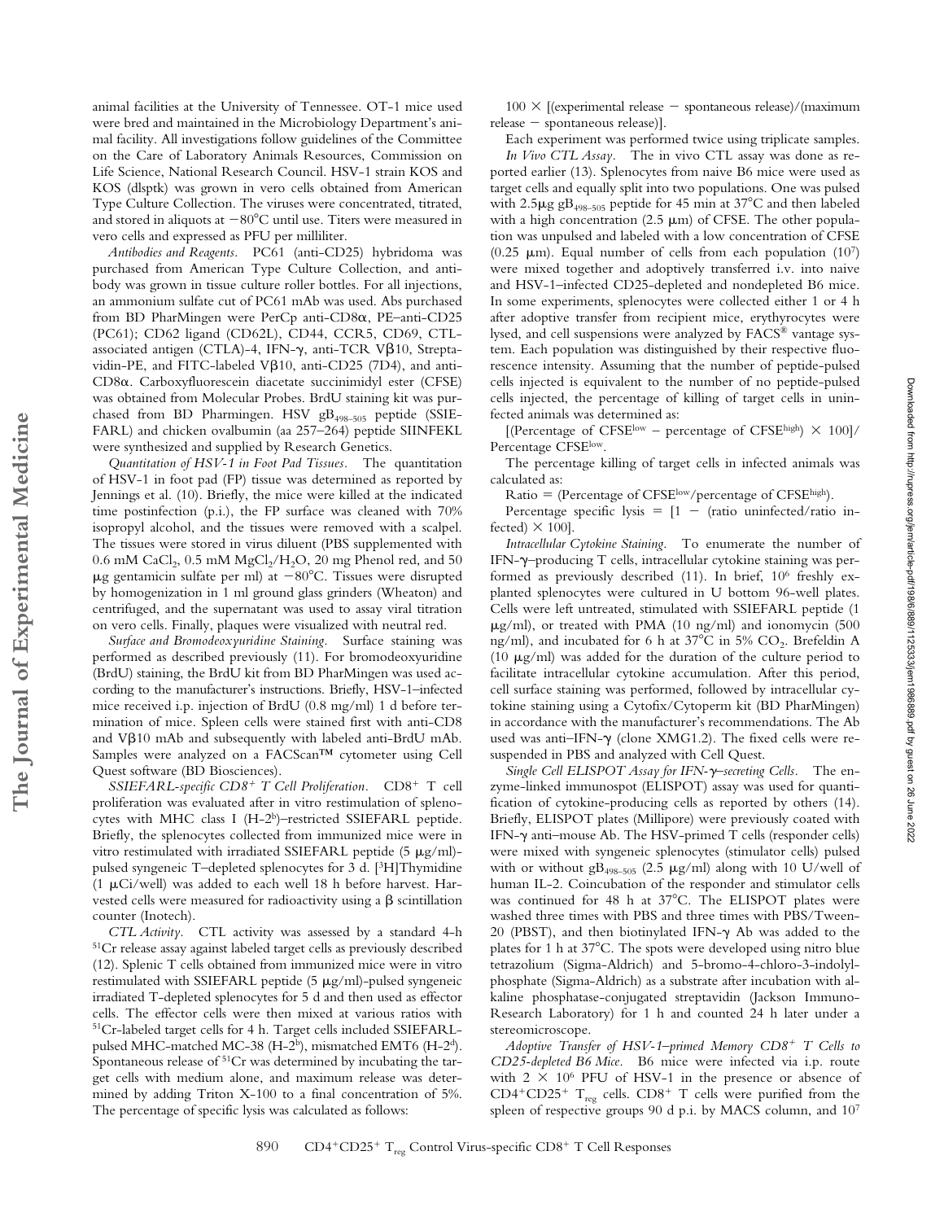animal facilities at the University of Tennessee. OT-1 mice used were bred and maintained in the Microbiology Department's animal facility. All investigations follow guidelines of the Committee on the Care of Laboratory Animals Resources, Commission on Life Science, National Research Council. HSV-1 strain KOS and KOS (dlsptk) was grown in vero cells obtained from American Type Culture Collection. The viruses were concentrated, titrated, and stored in aliquots at −80°C until use. Titers were measured in vero cells and expressed as PFU per milliliter.

*Antibodies and Reagents.* PC61 (anti-CD25) hybridoma was purchased from American Type Culture Collection, and antibody was grown in tissue culture roller bottles. For all injections, an ammonium sulfate cut of PC61 mAb was used. Abs purchased from BD PharMingen were PerCp anti-CD8α, PE–anti-CD25 (PC61); CD62 ligand (CD62L), CD44, CCR5, CD69, CTL-associated antigen (CTLA)-4, IFN-γ, anti-TCR Vβ10, Streptavidin-PE, and FITC-labeled Vβ10, anti-CD25 (7D4), and anti-CD8α. Carboxyfluorescein diacetate succinimidyl ester (CFSE) was obtained from Molecular Probes. BrdU staining kit was purchased from BD Pharmingen. HSV $gB_{498–505}$ peptide (SSIEFARL) and chicken ovalbumin (aa 257–264) peptide SIINFEKL were synthesized and supplied by Research Genetics.

*Quantitation of HSV-1 in Foot Pad Tissues.* The quantitation of HSV-1 in foot pad (FP) tissue was determined as reported by Jennings et al. (10). Briefly, the mice were killed at the indicated time postinfection (p.i.), the FP surface was cleaned with 70% isopropyl alcohol, and the tissues were removed with a scalpel. The tissues were stored in virus diluent (PBS supplemented with 0.6 mM $CaCl_2$, 0.5 mM $MgCl_2/H_2O$, 20 mg Phenol red, and 50 μg gentamicin sulfate per ml) at −80°C. Tissues were disrupted by homogenization in 1 ml ground glass grinders (Wheaton) and centrifuged, and the supernatant was used to assay viral titration on vero cells. Finally, plaques were visualized with neutral red.

*Surface and Bromodeoxyuridine Staining.* Surface staining was performed as described previously (11). For bromodeoxyuridine (BrdU) staining, the BrdU kit from BD PharMingen was used according to the manufacturer's instructions. Briefly, HSV-1–infected mice received i.p. injection of BrdU (0.8 mg/ml) 1 d before termination of mice. Spleen cells were stained first with anti-CD8 and Vβ10 mAb and subsequently with labeled anti-BrdU mAb. Samples were analyzed on a FACScan™ cytometer using Cell Quest software (BD Biosciences).

*SSIEFARL-specific $CD8^+$ T Cell Proliferation.* $CD8^+$ T cell proliferation was evaluated after in vitro restimulation of splenocytes with MHC class I (H-$2^b$)–restricted SSIEFARL peptide. Briefly, the splenocytes collected from immunized mice were in vitro restimulated with irradiated SSIEFARL peptide (5 μg/ml)-pulsed syngeneic T–depleted splenocytes for 3 d. [$^3$H]Thymidine (1 μCi/well) was added to each well 18 h before harvest. Harvested cells were measured for radioactivity using a β scintillation counter (Inotech).

*CTL Activity.* CTL activity was assessed by a standard 4-h $^{51}$Cr release assay against labeled target cells as previously described (12). Splenic T cells obtained from immunized mice were in vitro restimulated with SSIEFARL peptide (5 μg/ml)-pulsed syngeneic irradiated T-depleted splenocytes for 5 d and then used as effector cells. The effector cells were then mixed at various ratios with $^{51}$Cr-labeled target cells for 4 h. Target cells included SSIEFARL-pulsed MHC-matched MC-38 (H-$2^b$), mismatched EMT6 (H-$2^d$). Spontaneous release of $^{51}$Cr was determined by incubating the target cells with medium alone, and maximum release was determined by adding Triton X-100 to a final concentration of 5%. The percentage of specific lysis was calculated as follows:

$100 \times$ [(experimental release − spontaneous release)/(maximum release − spontaneous release)].

Each experiment was performed twice using triplicate samples.

*In Vivo CTL Assay.* The in vivo CTL assay was done as reported earlier (13). Splenocytes from naive B6 mice were used as target cells and equally split into two populations. One was pulsed with 2.5μg $gB_{498–505}$ peptide for 45 min at 37°C and then labeled with a high concentration (2.5 μm) of CFSE. The other population was unpulsed and labeled with a low concentration of CFSE (0.25 μm). Equal number of cells from each population ($10^7$) were mixed together and adoptively transferred i.v. into naive and HSV-1–infected CD25-depleted and nondepleted B6 mice. In some experiments, splenocytes were collected either 1 or 4 h after adoptive transfer from recipient mice, erythrocytes were lysed, and cell suspensions were analyzed by FACS® vantage system. Each population was distinguished by their respective fluorescence intensity. Assuming that the number of peptide-pulsed cells injected is equivalent to the number of no peptide-pulsed cells injected, the percentage of killing of target cells in uninfected animals was determined as:

[(Percentage of $CFSE^{low}$ − percentage of $CFSE^{high}$) × 100]/ Percentage $CFSE^{low}$.

The percentage killing of target cells in infected animals was calculated as:

Ratio = (Percentage of $CFSE^{low}$/percentage of $CFSE^{high}$).

Percentage specific lysis = [1 − (ratio uninfected/ratio infected) × 100].

*Intracellular Cytokine Staining.* To enumerate the number of IFN-γ–producing T cells, intracellular cytokine staining was performed as previously described (11). In brief, $10^6$ freshly explanted splenocytes were cultured in U bottom 96-well plates. Cells were left untreated, stimulated with SSIEFARL peptide (1 μg/ml), or treated with PMA (10 ng/ml) and ionomycin (500 ng/ml), and incubated for 6 h at 37°C in 5% $CO_2$. Brefeldin A (10 μg/ml) was added for the duration of the culture period to facilitate intracellular cytokine accumulation. After this period, cell surface staining was performed, followed by intracellular cytokine staining using a Cytofix/Cytoperm kit (BD PharMingen) in accordance with the manufacturer's recommendations. The Ab used was anti–IFN-γ (clone XMG1.2). The fixed cells were resuspended in PBS and analyzed with Cell Quest.

*Single Cell ELISPOT Assay for IFN-γ–secreting Cells.* The enzyme-linked immunospot (ELISPOT) assay was used for quantification of cytokine-producing cells as reported by others (14). Briefly, ELISPOT plates (Millipore) were previously coated with IFN-γ anti–mouse Ab. The HSV-primed T cells (responder cells) were mixed with syngeneic splenocytes (stimulator cells) pulsed with or without $gB_{498–505}$ (2.5 μg/ml) along with 10 U/well of human IL-2. Coincubation of the responder and stimulator cells was continued for 48 h at 37°C. The ELISPOT plates were washed three times with PBS and three times with PBS/Tween-20 (PBST), and then biotinylated IFN-γ Ab was added to the plates for 1 h at 37°C. The spots were developed using nitro blue tetrazolium (Sigma-Aldrich) and 5-bromo-4-chloro-3-indolyl-phosphate (Sigma-Aldrich) as a substrate after incubation with alkaline phosphatase-conjugated streptavidin (Jackson ImmunoResearch Laboratory) for 1 h and counted 24 h later under a stereomicroscope.

*Adoptive Transfer of HSV-1–primed Memory $CD8^+$ T Cells to CD25-depleted B6 Mice.* B6 mice were infected via i.p. route with $2 \times 10^6$ PFU of HSV-1 in the presence or absence of $CD4^+CD25^+$ $T_{reg}$ cells. $CD8^+$ T cells were purified from the spleen of respective groups 90 d p.i. by MACS column, and $10^7$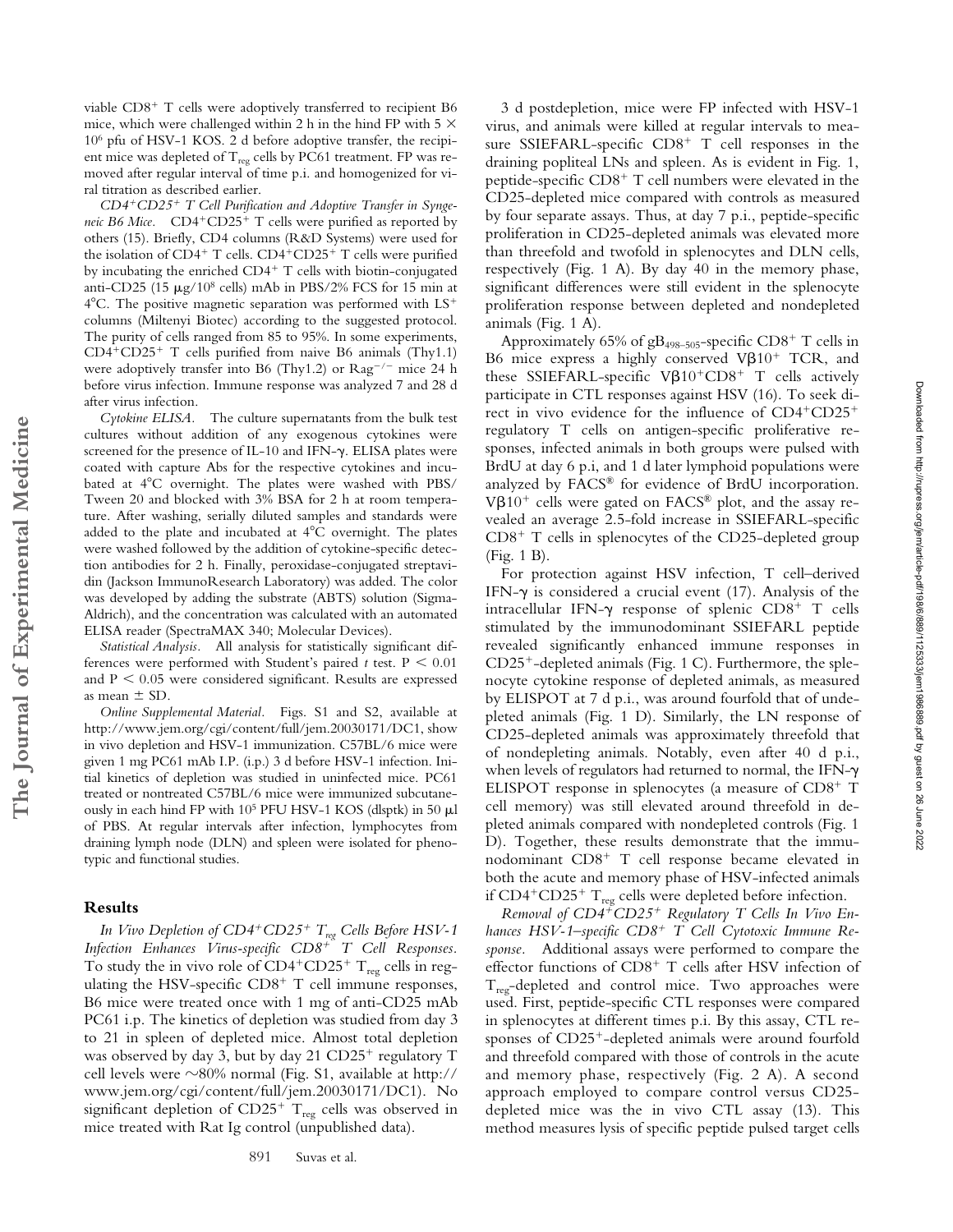viable $CD8^+$ T cells were adoptively transferred to recipient B6 mice, which were challenged within 2 h in the hind FP with $5 \times 10^6$ pfu of HSV-1 KOS. 2 d before adoptive transfer, the recipient mice was depleted of $T_{reg}$ cells by PC61 treatment. FP was removed after regular interval of time p.i. and homogenized for viral titration as described earlier.

*$CD4^+CD25^+$ T Cell Purification and Adoptive Transfer in Syngeneic B6 Mice.* $CD4^+CD25^+$ T cells were purified as reported by others (15). Briefly, CD4 columns (R&D Systems) were used for the isolation of $CD4^+$ T cells. $CD4^+CD25^+$ T cells were purified by incubating the enriched $CD4^+$ T cells with biotin-conjugated anti-CD25 (15 μg/$10^8$ cells) mAb in PBS/2% FCS for 15 min at 4°C. The positive magnetic separation was performed with $LS^+$ columns (Miltenyi Biotec) according to the suggested protocol. The purity of cells ranged from 85 to 95%. In some experiments, $CD4^+CD25^+$ T cells purified from naive B6 animals (Thy1.1) were adoptively transfer into B6 (Thy1.2) or $Rag^{-/-}$ mice 24 h before virus infection. Immune response was analyzed 7 and 28 d after virus infection.

*Cytokine ELISA.* The culture supernatants from the bulk test cultures without addition of any exogenous cytokines were screened for the presence of IL-10 and IFN-γ. ELISA plates were coated with capture Abs for the respective cytokines and incubated at 4°C overnight. The plates were washed with PBS/Tween 20 and blocked with 3% BSA for 2 h at room temperature. After washing, serially diluted samples and standards were added to the plate and incubated at 4°C overnight. The plates were washed followed by the addition of cytokine-specific detection antibodies for 2 h. Finally, peroxidase-conjugated streptavidin (Jackson ImmunoResearch Laboratory) was added. The color was developed by adding the substrate (ABTS) solution (Sigma-Aldrich), and the concentration was calculated with an automated ELISA reader (SpectraMAX 340; Molecular Devices).

*Statistical Analysis.* All analysis for statistically significant differences were performed with Student's paired *t* test. $P < 0.01$ and $P < 0.05$ were considered significant. Results are expressed as mean ± SD.

*Online Supplemental Material.* Figs. S1 and S2, available at http://www.jem.org/cgi/content/full/jem.20030171/DC1, show in vivo depletion and HSV-1 immunization. C57BL/6 mice were given 1 mg PC61 mAb I.P. (i.p.) 3 d before HSV-1 infection. Initial kinetics of depletion was studied in uninfected mice. PC61 treated or nontreated C57BL/6 mice were immunized subcutaneously in each hind FP with $10^5$ PFU HSV-1 KOS (dlsptk) in 50 μl of PBS. At regular intervals after infection, lymphocytes from draining lymph node (DLN) and spleen were isolated for phenotypic and functional studies.

## Results

*In Vivo Depletion of $CD4^+CD25^+$ $T_{reg}$ Cells Before HSV-1 Infection Enhances Virus-specific $CD8^+$ T Cell Responses.* To study the in vivo role of $CD4^+CD25^+$ $T_{reg}$ cells in regulating the HSV-specific $CD8^+$ T cell immune responses, B6 mice were treated once with 1 mg of anti-CD25 mAb PC61 i.p. The kinetics of depletion was studied from day 3 to 21 in spleen of depleted mice. Almost total depletion was observed by day 3, but by day 21 $CD25^+$ regulatory T cell levels were ~80% normal (Fig. S1, available at http://www.jem.org/cgi/content/full/jem.20030171/DC1). No significant depletion of $CD25^+$ $T_{reg}$ cells was observed in mice treated with Rat Ig control (unpublished data).

3 d postdepletion, mice were FP infected with HSV-1 virus, and animals were killed at regular intervals to measure SSIEFARL-specific $CD8^+$ T cell responses in the draining popliteal LNs and spleen. As is evident in Fig. 1, peptide-specific $CD8^+$ T cell numbers were elevated in the CD25-depleted mice compared with controls as measured by four separate assays. Thus, at day 7 p.i., peptide-specific proliferation in CD25-depleted animals was elevated more than threefold and twofold in splenocytes and DLN cells, respectively (Fig. 1 A). By day 40 in the memory phase, significant differences were still evident in the splenocyte proliferation response between depleted and nondepleted animals (Fig. 1 A).

Approximately 65% of $gB_{498-505}$-specific $CD8^+$ T cells in B6 mice express a highly conserved $V\beta10^+$ TCR, and these SSIEFARL-specific $V\beta10^+CD8^+$ T cells actively participate in CTL responses against HSV (16). To seek direct in vivo evidence for the influence of $CD4^+CD25^+$ regulatory T cells on antigen-specific proliferative responses, infected animals in both groups were pulsed with BrdU at day 6 p.i, and 1 d later lymphoid populations were analyzed by FACS® for evidence of BrdU incorporation. $V\beta10^+$ cells were gated on FACS® plot, and the assay revealed an average 2.5-fold increase in SSIEFARL-specific $CD8^+$ T cells in splenocytes of the CD25-depleted group (Fig. 1 B).

For protection against HSV infection, T cell–derived IFN-γ is considered a crucial event (17). Analysis of the intracellular IFN-γ response of splenic $CD8^+$ T cells stimulated by the immunodominant SSIEFARL peptide revealed significantly enhanced immune responses in $CD25^+$-depleted animals (Fig. 1 C). Furthermore, the splenocyte cytokine response of depleted animals, as measured by ELISPOT at 7 d p.i., was around fourfold that of undepleted animals (Fig. 1 D). Similarly, the LN response of CD25-depleted animals was approximately threefold that of nondepleting animals. Notably, even after 40 d p.i., when levels of regulators had returned to normal, the IFN-γ ELISPOT response in splenocytes (a measure of $CD8^+$ T cell memory) was still elevated around threefold in depleted animals compared with nondepleted controls (Fig. 1 D). Together, these results demonstrate that the immunodominant $CD8^+$ T cell response became elevated in both the acute and memory phase of HSV-infected animals if $CD4^+CD25^+$ $T_{reg}$ cells were depleted before infection.

*Removal of $CD4^+CD25^+$ Regulatory T Cells In Vivo Enhances HSV-1–specific $CD8^+$ T Cell Cytotoxic Immune Response.* Additional assays were performed to compare the effector functions of $CD8^+$ T cells after HSV infection of $T_{reg}$-depleted and control mice. Two approaches were used. First, peptide-specific CTL responses were compared in splenocytes at different times p.i. By this assay, CTL responses of $CD25^+$-depleted animals were around fourfold and threefold compared with those of controls in the acute and memory phase, respectively (Fig. 2 A). A second approach employed to compare control versus CD25-depleted mice was the in vivo CTL assay (13). This method measures lysis of specific peptide pulsed target cells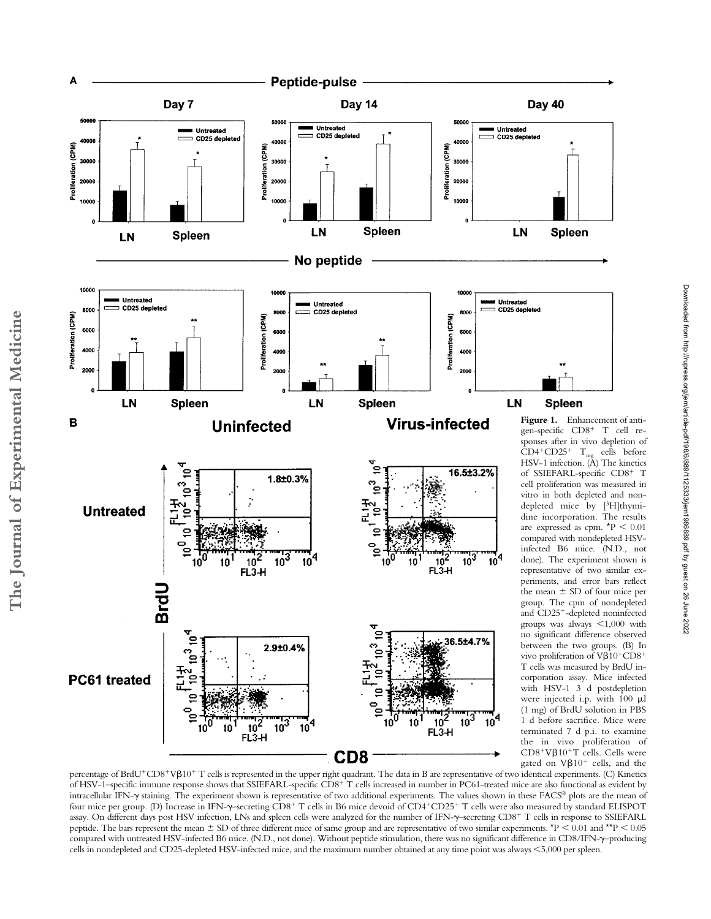**Figure 1.** Enhancement of antigen-specific $CD8^+$ T cell responses after in vivo depletion of $CD4^+CD25^+$ $T_{reg}$ cells before HSV-1 infection. (A) The kinetics of SSIEFARL-specific $CD8^+$ T cell proliferation was measured in vitro in both depleted and nondepleted mice by [$^3$H]thymidine incorporation. The results are expressed as cpm. *$P < 0.01$ compared with nondepleted HSV-infected B6 mice. (N.D., not done). The experiment shown is representative of two similar experiments, and error bars reflect the mean ± SD of four mice per group. The cpm of nondepleted and $CD25^+$-depleted noninfected groups was always <1,000 with no significant difference observed between the two groups. (B) In vivo proliferation of $V\beta10^+CD8^+$ T cells was measured by BrdU incorporation assay. Mice infected with HSV-1 3 d postdepletion were injected i.p. with 100 μl (1 mg) of BrdU solution in PBS 1 d before sacrifice. Mice were terminated 7 d p.i. to examine the in vivo proliferation of $CD8^+V\beta10^+$T cells. Cells were gated on $V\beta10^+$ cells, and the percentage of $BrdU^+CD8^+V\beta10^+$ T cells is represented in the upper right quadrant. The data in B are representative of two identical experiments. (C) Kinetics of HSV-1–specific immune response shows that SSIEFARL-specific $CD8^+$ T cells increased in number in PC61-treated mice are also functional as evident by intracellular IFN-γ staining. The experiment shown is representative of two additional experiments. The values shown in these FACS® plots are the mean of four mice per group. (D) Increase in IFN-γ–secreting $CD8^+$ T cells in B6 mice devoid of $CD4^+CD25^+$ T cells were also measured by standard ELISPOT assay. On different days post HSV infection, LNs and spleen cells were analyzed for the number of IFN-γ–secreting $CD8^+$ T cells in response to SSIEFARL peptide. The bars represent the mean ± SD of three different mice of same group and are representative of two similar experiments. *$P < 0.01$ and **$P < 0.05$ compared with untreated HSV-infected B6 mice. (N.D., not done). Without peptide stimulation, there was no significant difference in CD8/IFN-γ–producing cells in nondepleted and CD25-depleted HSV-infected mice, and the maximum number obtained at any time point was always <5,000 per spleen.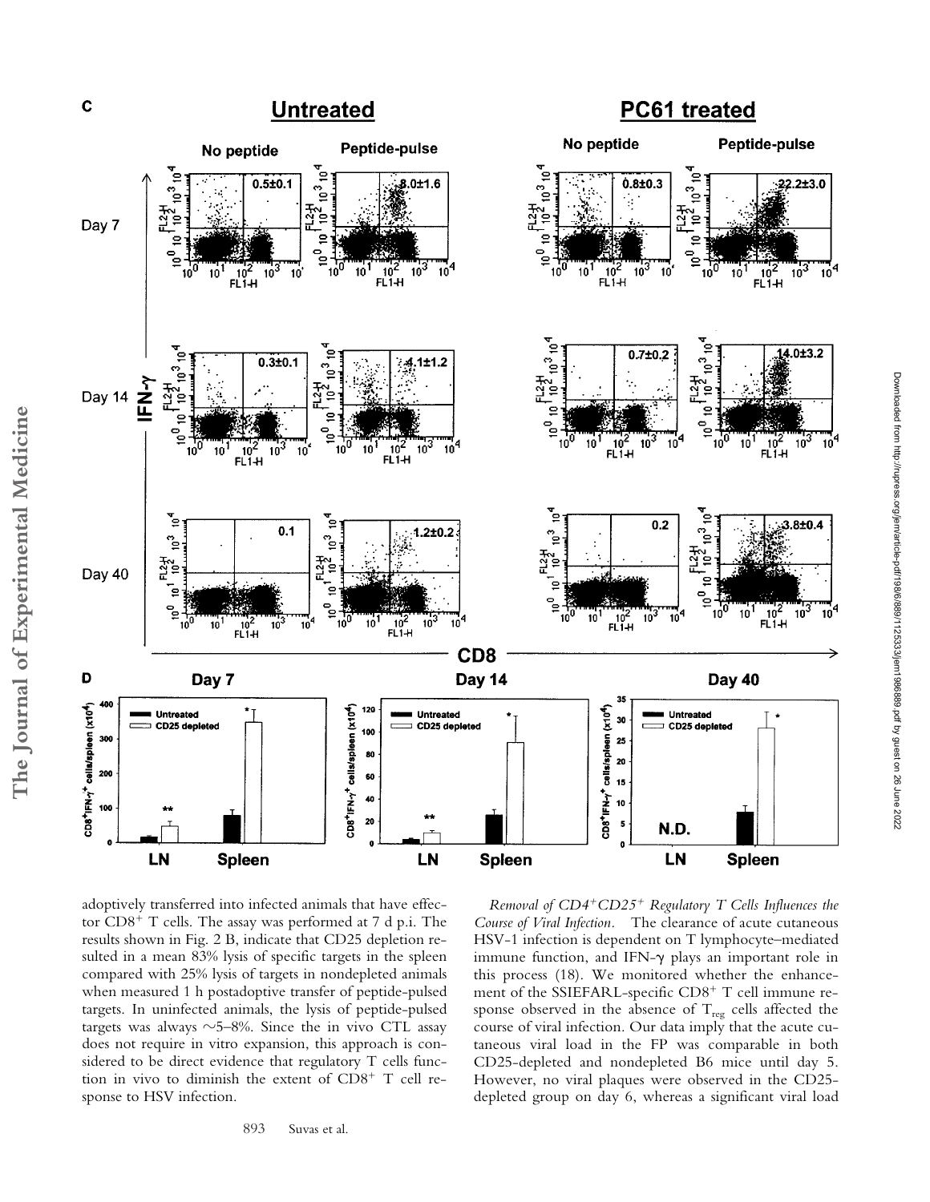adoptively transferred into infected animals that have effector $CD8^+$ T cells. The assay was performed at 7 d p.i. The results shown in Fig. 2 B, indicate that CD25 depletion resulted in a mean 83% lysis of specific targets in the spleen compared with 25% lysis of targets in nondepleted animals when measured 1 h postadoptive transfer of peptide-pulsed targets. In uninfected animals, the lysis of peptide-pulsed targets was always ~5–8%. Since the in vivo CTL assay does not require in vitro expansion, this approach is considered to be direct evidence that regulatory T cells function in vivo to diminish the extent of $CD8^+$ T cell response to HSV infection.

*Removal of $CD4^+CD25^+$ Regulatory T Cells Influences the Course of Viral Infection.* The clearance of acute cutaneous HSV-1 infection is dependent on T lymphocyte–mediated immune function, and IFN-γ plays an important role in this process (18). We monitored whether the enhancement of the SSIEFARL-specific $CD8^+$ T cell immune response observed in the absence of $T_{reg}$ cells affected the course of viral infection. Our data imply that the acute cutaneous viral load in the FP was comparable in both CD25-depleted and nondepleted B6 mice until day 5. However, no viral plaques were observed in the CD25-depleted group on day 6, whereas a significant viral load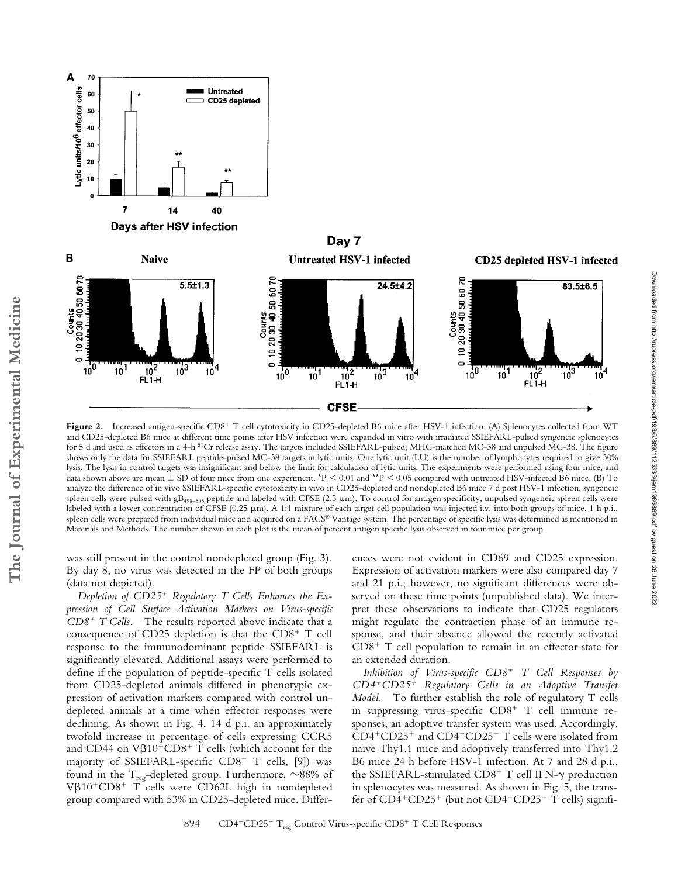**Figure 2.** Increased antigen-specific $CD8^+$ T cell cytotoxicity in CD25-depleted B6 mice after HSV-1 infection. (A) Splenocytes collected from WT and CD25-depleted B6 mice at different time points after HSV infection were expanded in vitro with irradiated SSIEFARL-pulsed syngeneic splenocytes for 5 d and used as effectors in a 4-h $^{51}$Cr release assay. The targets included SSIEFARL-pulsed, MHC-matched MC-38 and unpulsed MC-38. The figure shows only the data for SSIEFARL peptide-pulsed MC-38 targets in lytic units. One lytic unit (LU) is the number of lymphocytes required to give 30% lysis. The lysis in control targets was insignificant and below the limit for calculation of lytic units. The experiments were performed using four mice, and data shown above are mean ± SD of four mice from one experiment. *$P < 0.01$ and **$P < 0.05$ compared with untreated HSV-infected B6 mice. (B) To analyze the difference of in vivo SSIEFARL-specific cytotoxicity in vivo in CD25-depleted and nondepleted B6 mice 7 d post HSV-1 infection, syngeneic spleen cells were pulsed with $gB_{498–505}$ peptide and labeled with CFSE (2.5 μm). To control for antigen specificity, unpulsed syngeneic spleen cells were labeled with a lower concentration of CFSE (0.25 μm). A 1:1 mixture of each target cell population was injected i.v. into both groups of mice. 1 h p.i., spleen cells were prepared from individual mice and acquired on a FACS® Vantage system. The percentage of specific lysis was determined as mentioned in Materials and Methods. The number shown in each plot is the mean of percent antigen specific lysis observed in four mice per group.

was still present in the control nondepleted group (Fig. 3). By day 8, no virus was detected in the FP of both groups (data not depicted).

*Depletion of $CD25^+$ Regulatory T Cells Enhances the Expression of Cell Surface Activation Markers on Virus-specific $CD8^+$ T Cells.* The results reported above indicate that a consequence of CD25 depletion is that the $CD8^+$ T cell response to the immunodominant peptide SSIEFARL is significantly elevated. Additional assays were performed to define if the population of peptide-specific T cells isolated from CD25-depleted animals differed in phenotypic expression of activation markers compared with control undepleted animals at a time when effector responses were declining. As shown in Fig. 4, 14 d p.i. an approximately twofold increase in percentage of cells expressing CCR5 and CD44 on $V\beta10^+CD8^+$ T cells (which account for the majority of SSIEFARL-specific $CD8^+$ T cells, [9]) was found in the $T_{reg}$-depleted group. Furthermore, ~88% of $V\beta10^+CD8^+$ T cells were CD62L high in nondepleted group compared with 53% in CD25-depleted mice. Differences were not evident in CD69 and CD25 expression. Expression of activation markers were also compared day 7 and 21 p.i.; however, no significant differences were observed on these time points (unpublished data). We interpret these observations to indicate that CD25 regulators might regulate the contraction phase of an immune response, and their absence allowed the recently activated $CD8^+$ T cell population to remain in an effector state for an extended duration.

*Inhibition of Virus-specific $CD8^+$ T Cell Responses by $CD4^+CD25^+$ Regulatory Cells in an Adoptive Transfer Model.* To further establish the role of regulatory T cells in suppressing virus-specific $CD8^+$ T cell immune responses, an adoptive transfer system was used. Accordingly, $CD4^+CD25^+$ and $CD4^+CD25^-$ T cells were isolated from naive Thy1.1 mice and adoptively transferred into Thy1.2 B6 mice 24 h before HSV-1 infection. At 7 and 28 d p.i., the SSIEFARL-stimulated $CD8^+$ T cell IFN-γ production in splenocytes was measured. As shown in Fig. 5, the transfer of $CD4^+CD25^+$ (but not $CD4^+CD25^-$ T cells) signifi-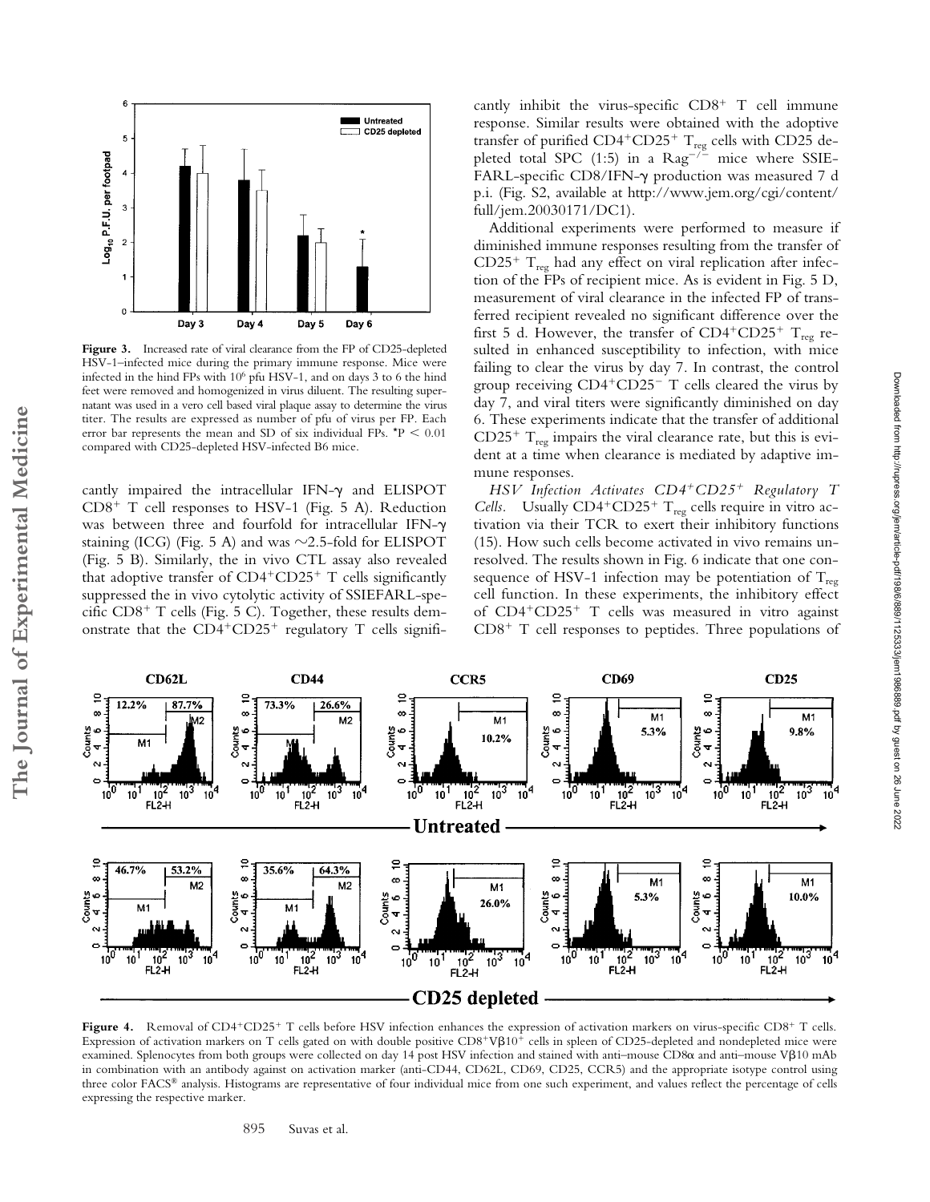**Figure 3.** Increased rate of viral clearance from the FP of CD25-depleted HSV-1–infected mice during the primary immune response. Mice were infected in the hind FPs with $10^6$ pfu HSV-1, and on days 3 to 6 the hind feet were removed and homogenized in virus diluent. The resulting supernatant was used in a vero cell based viral plaque assay to determine the virus titer. The results are expressed as number of pfu of virus per FP. Each error bar represents the mean and SD of six individual FPs. *$P < 0.01$ compared with CD25-depleted HSV-infected B6 mice.

cantly impaired the intracellular IFN-γ and ELISPOT $CD8^+$ T cell responses to HSV-1 (Fig. 5 A). Reduction was between three and fourfold for intracellular IFN-γ staining (ICG) (Fig. 5 A) and was ∼2.5-fold for ELISPOT (Fig. 5 B). Similarly, the in vivo CTL assay also revealed that adoptive transfer of $CD4^+CD25^+$ T cells significantly suppressed the in vivo cytolytic activity of SSIEFARL-specific $CD8^+$ T cells (Fig. 5 C). Together, these results demonstrate that the $CD4^+CD25^+$ regulatory T cells significantly inhibit the virus-specific $CD8^+$ T cell immune response. Similar results were obtained with the adoptive transfer of purified $CD4^+CD25^+$ $T_{reg}$ cells with CD25 depleted total SPC (1:5) in a $Rag^{-/-}$ mice where SSIEFARL-specific CD8/IFN-γ production was measured 7 d p.i. (Fig. S2, available at http://www.jem.org/cgi/content/full/jem.20030171/DC1).

Additional experiments were performed to measure if diminished immune responses resulting from the transfer of $CD25^+$ $T_{reg}$ had any effect on viral replication after infection of the FPs of recipient mice. As is evident in Fig. 5 D, measurement of viral clearance in the infected FP of transferred recipient revealed no significant difference over the first 5 d. However, the transfer of $CD4^+CD25^+$ $T_{reg}$ resulted in enhanced susceptibility to infection, with mice failing to clear the virus by day 7. In contrast, the control group receiving $CD4^+CD25^-$ T cells cleared the virus by day 7, and viral titers were significantly diminished on day 6. These experiments indicate that the transfer of additional $CD25^+$ $T_{reg}$ impairs the viral clearance rate, but this is evident at a time when clearance is mediated by adaptive immune responses.

*HSV Infection Activates $CD4^+CD25^+$ Regulatory T Cells.* Usually $CD4^+CD25^+$ $T_{reg}$ cells require in vitro activation via their TCR to exert their inhibitory functions (15). How such cells become activated in vivo remains unresolved. The results shown in Fig. 6 indicate that one consequence of HSV-1 infection may be potentiation of $T_{reg}$ cell function. In these experiments, the inhibitory effect of $CD4^+CD25^+$ T cells was measured in vitro against $CD8^+$ T cell responses to peptides. Three populations of

**Figure 4.** Removal of $CD4^+CD25^+$ T cells before HSV infection enhances the expression of activation markers on virus-specific $CD8^+$ T cells. Expression of activation markers on T cells gated on with double positive $CD8^+V\beta10^+$ cells in spleen of CD25-depleted and nondepleted mice were examined. Splenocytes from both groups were collected on day 14 post HSV infection and stained with anti–mouse CD8α and anti–mouse Vβ10 mAb in combination with an antibody against on activation marker (anti-CD44, CD62L, CD69, CD25, CCR5) and the appropriate isotype control using three color FACS® analysis. Histograms are representative of four individual mice from one such experiment, and values reflect the percentage of cells expressing the respective marker.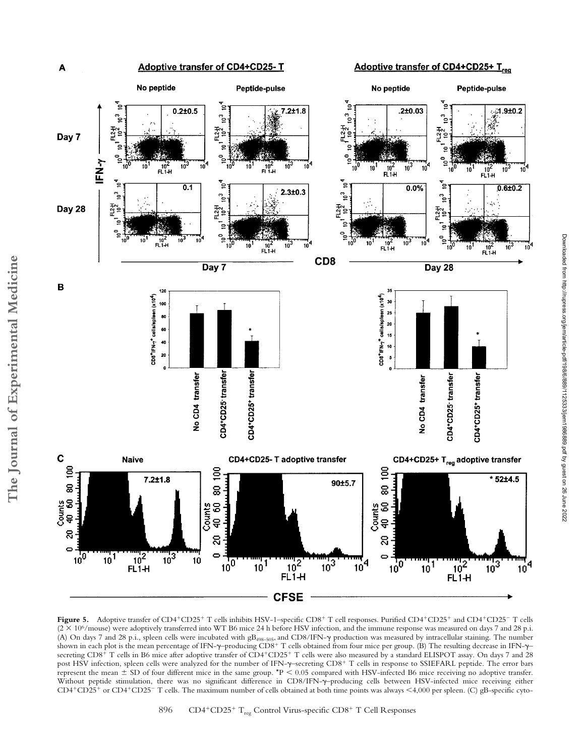**Figure 5.** Adoptive transfer of CD4+CD25+ T cells inhibits HSV-1–specific CD8+ T cell responses. Purified CD4+CD25+ and CD4+CD25− T cells ($2 \times 10^6$/mouse) were adoptively transferred into WT B6 mice 24 h before HSV infection, and the immune response was measured on days 7 and 28 p.i. (A) On days 7 and 28 p.i., spleen cells were incubated with $gB_{498-505}$, and CD8/IFN-γ production was measured by intracellular staining. The number shown in each plot is the mean percentage of IFN-γ–producing CD8+ T cells obtained from four mice per group. (B) The resulting decrease in IFN-γ–secreting CD8+ T cells in B6 mice after adoptive transfer of CD4+CD25+ T cells were also measured by a standard ELISPOT assay. On days 7 and 28 post HSV infection, spleen cells were analyzed for the number of IFN-γ–secreting CD8+ T cells in response to SSIEFARL peptide. The error bars represent the mean ± SD of four different mice in the same group. *$P < 0.05$ compared with HSV-infected B6 mice receiving no adoptive transfer. Without peptide stimulation, there was no significant difference in CD8/IFN-γ–producing cells between HSV-infected mice receiving either CD4+CD25+ or CD4+CD25− T cells. The maximum number of cells obtained at both time points was always <4,000 per spleen. (C) gB-specific cyto-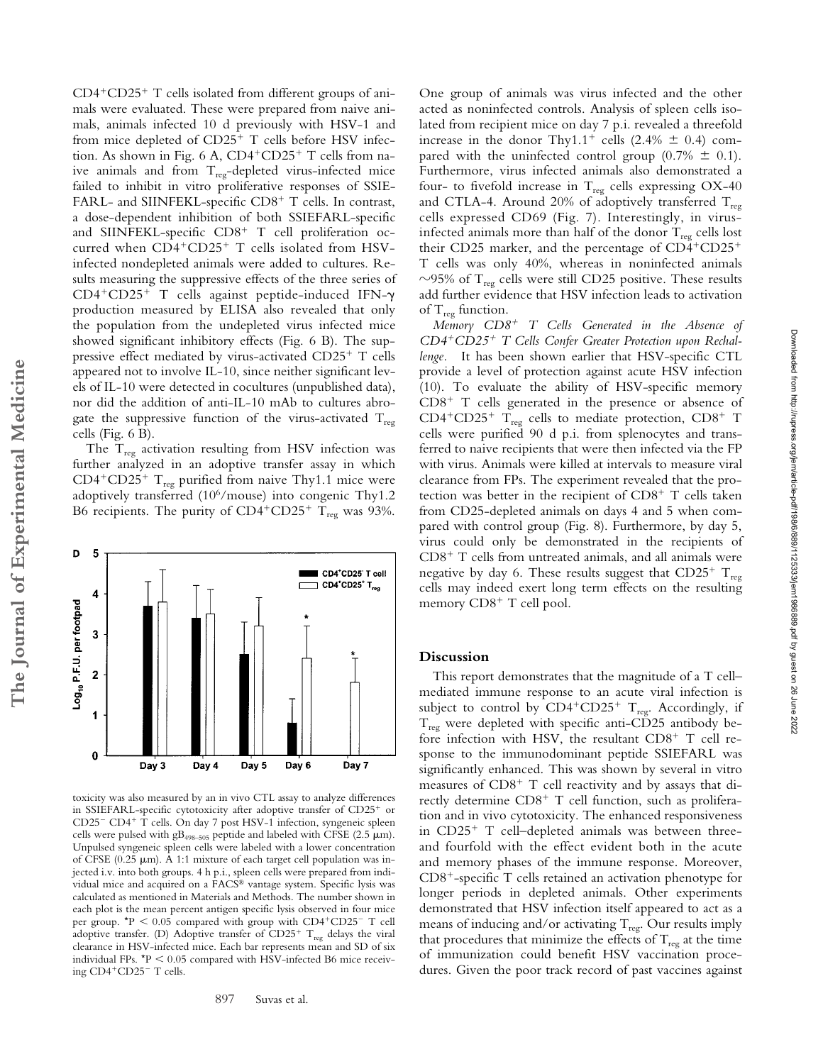CD4+CD25+ T cells isolated from different groups of animals were evaluated. These were prepared from naive animals, animals infected 10 d previously with HSV-1 and from mice depleted of CD25+ T cells before HSV infection. As shown in Fig. 6 A, CD4+CD25+ T cells from naive animals and from $T_{reg}$-depleted virus-infected mice failed to inhibit in vitro proliferative responses of SSIEFARL- and SIINFEKL-specific CD8+ T cells. In contrast, a dose-dependent inhibition of both SSIEFARL-specific and SIINFEKL-specific CD8+ T cell proliferation occurred when CD4+CD25+ T cells isolated from HSV-infected nondepleted animals were added to cultures. Results measuring the suppressive effects of the three series of CD4+CD25+ T cells against peptide-induced IFN-γ production measured by ELISA also revealed that only the population from the undepleted virus infected mice showed significant inhibitory effects (Fig. 6 B). The suppressive effect mediated by virus-activated CD25+ T cells appeared not to involve IL-10, since neither significant levels of IL-10 were detected in cocultures (unpublished data), nor did the addition of anti-IL-10 mAb to cultures abrogate the suppressive function of the virus-activated $T_{reg}$ cells (Fig. 6 B).

The $T_{reg}$ activation resulting from HSV infection was further analyzed in an adoptive transfer assay in which CD4+CD25+ $T_{reg}$ purified from naive Thy1.1 mice were adoptively transferred ($10^6$/mouse) into congenic Thy1.2 B6 recipients. The purity of CD4+CD25+ $T_{reg}$ was 93%.

toxicity was also measured by an in vivo CTL assay to analyze differences in SSIEFARL-specific cytotoxicity after adoptive transfer of CD25+ or CD25− CD4+ T cells. On day 7 post HSV-1 infection, syngeneic spleen cells were pulsed with $gB_{498-505}$ peptide and labeled with CFSE (2.5 μm). Unpulsed syngeneic spleen cells were labeled with a lower concentration of CFSE (0.25 μm). A 1:1 mixture of each target cell population was injected i.v. into both groups. 4 h p.i., spleen cells were prepared from individual mice and acquired on a FACS® vantage system. Specific lysis was calculated as mentioned in Materials and Methods. The number shown in each plot is the mean percent antigen specific lysis observed in four mice per group. *$P < 0.05$ compared with group with CD4+CD25− T cell adoptive transfer. (D) Adoptive transfer of CD25+ $T_{reg}$ delays the viral clearance in HSV-infected mice. Each bar represents mean and SD of six individual FPs. *$P < 0.05$ compared with HSV-infected B6 mice receiving CD4+CD25− T cells.

One group of animals was virus infected and the other acted as noninfected controls. Analysis of spleen cells isolated from recipient mice on day 7 p.i. revealed a threefold increase in the donor Thy1.1+ cells (2.4% ± 0.4) compared with the uninfected control group (0.7% ± 0.1). Furthermore, virus infected animals also demonstrated a four- to fivefold increase in $T_{reg}$ cells expressing OX-40 and CTLA-4. Around 20% of adoptively transferred $T_{reg}$ cells expressed CD69 (Fig. 7). Interestingly, in virus-infected animals more than half of the donor $T_{reg}$ cells lost their CD25 marker, and the percentage of CD4+CD25+ T cells was only 40%, whereas in noninfected animals ~95% of $T_{reg}$ cells were still CD25 positive. These results add further evidence that HSV infection leads to activation of $T_{reg}$ function.

*Memory CD8+ T Cells Generated in the Absence of CD4+CD25+ T Cells Confer Greater Protection upon Rechallenge.* It has been shown earlier that HSV-specific CTL provide a level of protection against acute HSV infection (10). To evaluate the ability of HSV-specific memory CD8+ T cells generated in the presence or absence of CD4+CD25+ $T_{reg}$ cells to mediate protection, CD8+ T cells were purified 90 d p.i. from splenocytes and transferred to naive recipients that were then infected via the FP with virus. Animals were killed at intervals to measure viral clearance from FPs. The experiment revealed that the protection was better in the recipient of CD8+ T cells taken from CD25-depleted animals on days 4 and 5 when compared with control group (Fig. 8). Furthermore, by day 5, virus could only be demonstrated in the recipients of CD8+ T cells from untreated animals, and all animals were negative by day 6. These results suggest that CD25+ $T_{reg}$ cells may indeed exert long term effects on the resulting memory CD8+ T cell pool.

## Discussion

This report demonstrates that the magnitude of a T cell–mediated immune response to an acute viral infection is subject to control by CD4+CD25+ $T_{reg}$. Accordingly, if $T_{reg}$ were depleted with specific anti-CD25 antibody before infection with HSV, the resultant CD8+ T cell response to the immunodominant peptide SSIEFARL was significantly enhanced. This was shown by several in vitro measures of CD8+ T cell reactivity and by assays that directly determine CD8+ T cell function, such as proliferation and in vivo cytotoxicity. The enhanced responsiveness in CD25+ T cell–depleted animals was between three- and fourfold with the effect evident both in the acute and memory phases of the immune response. Moreover, CD8+-specific T cells retained an activation phenotype for longer periods in depleted animals. Other experiments demonstrated that HSV infection itself appeared to act as a means of inducing and/or activating $T_{reg}$. Our results imply that procedures that minimize the effects of $T_{reg}$ at the time of immunization could benefit HSV vaccination procedures. Given the poor track record of past vaccines against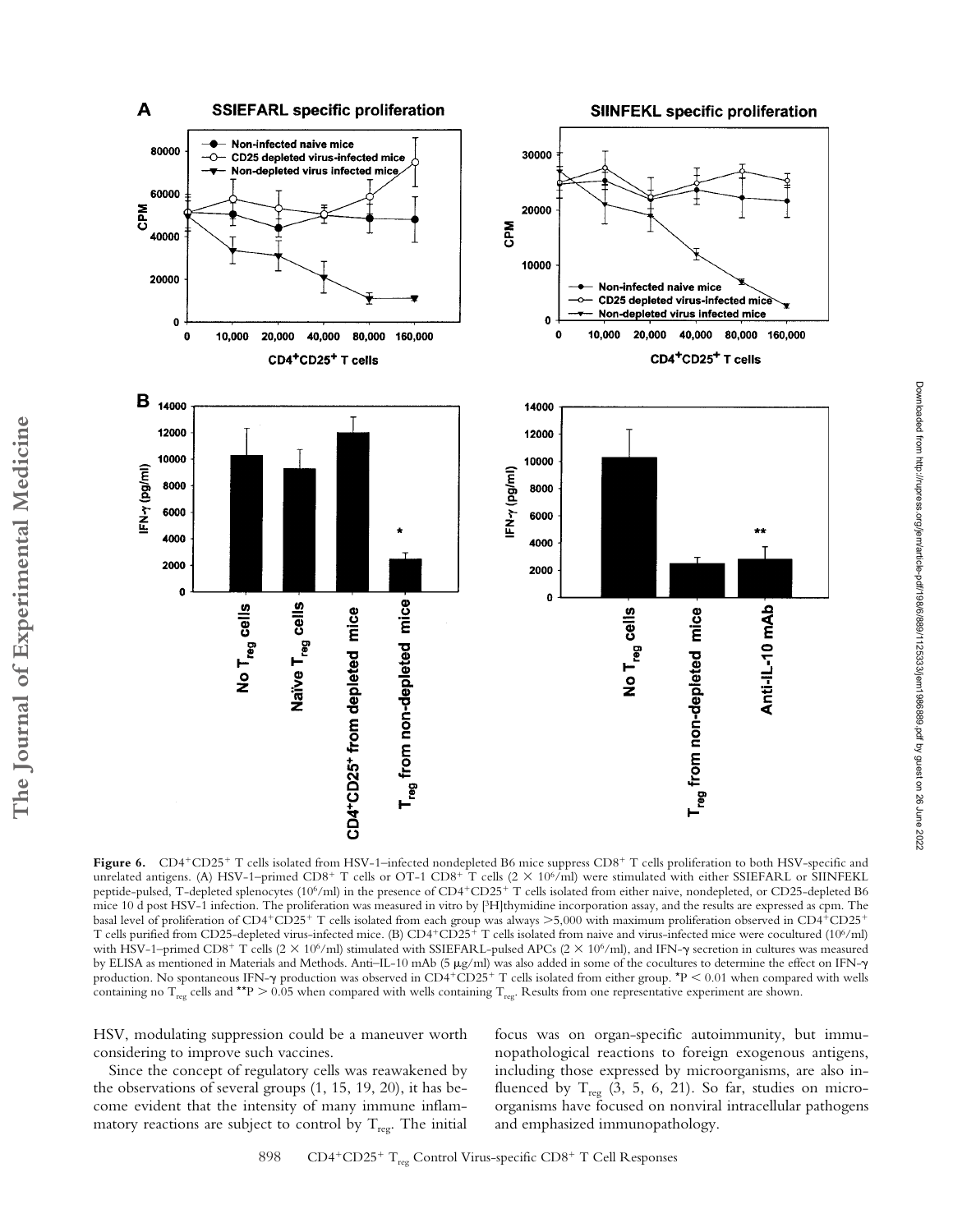**Figure 6.** CD4$^+$CD25$^+$ T cells isolated from HSV-1–infected nondepleted B6 mice suppress CD8$^+$ T cells proliferation to both HSV-specific and unrelated antigens. (A) HSV-1–primed CD8$^+$ T cells or OT-1 CD8$^+$ T cells ($2 \times 10^6$/ml) were stimulated with either SSIEFARL or SIINFEKL peptide-pulsed, T-depleted splenocytes ($10^6$/ml) in the presence of CD4$^+$CD25$^+$ T cells isolated from either naive, nondepleted, or CD25-depleted B6 mice 10 d post HSV-1 infection. The proliferation was measured in vitro by [$^3$H]thymidine incorporation assay, and the results are expressed as cpm. The basal level of proliferation of CD4$^+$CD25$^+$ T cells isolated from each group was always >5,000 with maximum proliferation observed in CD4$^+$CD25$^+$ T cells purified from CD25-depleted virus-infected mice. (B) CD4$^+$CD25$^+$ T cells isolated from naive and virus-infected mice were cocultured ($10^6$/ml) with HSV-1–primed CD8$^+$ T cells ($2 \times 10^6$/ml) stimulated with SSIEFARL-pulsed APCs ($2 \times 10^6$/ml), and IFN-γ secretion in cultures was measured by ELISA as mentioned in Materials and Methods. Anti–IL-10 mAb (5 μg/ml) was also added in some of the cocultures to determine the effect on IFN-γ production. No spontaneous IFN-γ production was observed in CD4$^+$CD25$^+$ T cells isolated from either group. *$P < 0.01$ when compared with wells containing no $T_{reg}$ cells and **$P > 0.05$ when compared with wells containing $T_{reg}$. Results from one representative experiment are shown.

HSV, modulating suppression could be a maneuver worth considering to improve such vaccines.

Since the concept of regulatory cells was reawakened by the observations of several groups (1, 15, 19, 20), it has become evident that the intensity of many immune inflammatory reactions are subject to control by $T_{reg}$. The initial focus was on organ-specific autoimmunity, but immunopathological reactions to foreign exogenous antigens, including those expressed by microorganisms, are also influenced by $T_{reg}$ (3, 5, 6, 21). So far, studies on microorganisms have focused on nonviral intracellular pathogens and emphasized immunopathology.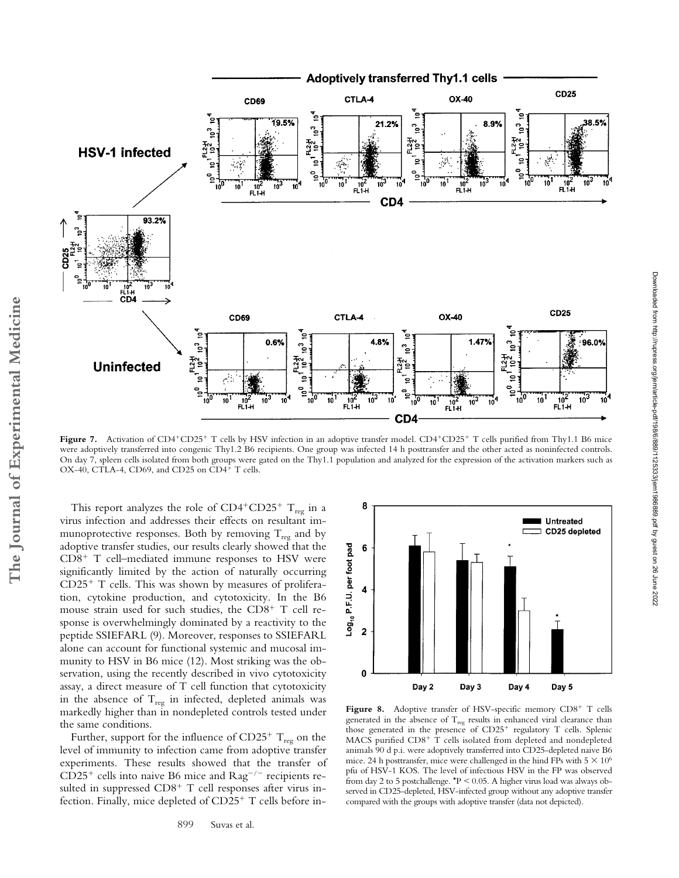**Figure 7.** Activation of $CD4^+CD25^+$ T cells by HSV infection in an adoptive transfer model. $CD4^+CD25^+$ T cells purified from Thy1.1 B6 mice were adoptively transferred into congenic Thy1.2 B6 recipients. One group was infected 14 h posttransfer and the other acted as noninfected controls. On day 7, spleen cells isolated from both groups were gated on the Thy1.1 population and analyzed for the expression of the activation markers such as OX-40, CTLA-4, CD69, and CD25 on $CD4^+$ T cells.

**Figure 8.** Adoptive transfer of HSV-specific memory $CD8^+$ T cells generated in the absence of $T_{reg}$ results in enhanced viral clearance than those generated in the presence of $CD25^+$ regulatory T cells. Splenic MACS purified $CD8^+$ T cells isolated from depleted and nondepleted animals 90 d p.i. were adoptively transferred into CD25-depleted naive B6 mice. 24 h posttransfer, mice were challenged in the hind FPs with $5 \times 10^6$ pfu of HSV-1 KOS. The level of infectious HSV in the FP was observed from day 2 to 5 postchallenge. *$P < 0.05$. A higher virus load was always observed in CD25-depleted, HSV-infected group without any adoptive transfer compared with the groups with adoptive transfer (data not depicted).

This report analyzes the role of $CD4^+CD25^+$ $T_{reg}$ in a virus infection and addresses their effects on resultant immunoprotective responses. Both by removing $T_{reg}$ and by adoptive transfer studies, our results clearly showed that the $CD8^+$ T cell–mediated immune responses to HSV were significantly limited by the action of naturally occurring $CD25^+$ T cells. This was shown by measures of proliferation, cytokine production, and cytotoxicity. In the B6 mouse strain used for such studies, the $CD8^+$ T cell response is overwhelmingly dominated by a reactivity to the peptide SSIEFARL (9). Moreover, responses to SSIEFARL alone can account for functional systemic and mucosal immunity to HSV in B6 mice (12). Most striking was the observation, using the recently described in vivo cytotoxicity assay, a direct measure of T cell function that cytotoxicity in the absence of $T_{reg}$ in infected, depleted animals was markedly higher than in nondepleted controls tested under the same conditions.

Further, support for the influence of $CD25^+$ $T_{reg}$ on the level of immunity to infection came from adoptive transfer experiments. These results showed that the transfer of $CD25^+$ cells into naive B6 mice and $Rag^{-/-}$ recipients resulted in suppressed $CD8^+$ T cell responses after virus infection. Finally, mice depleted of $CD25^+$ T cells before in-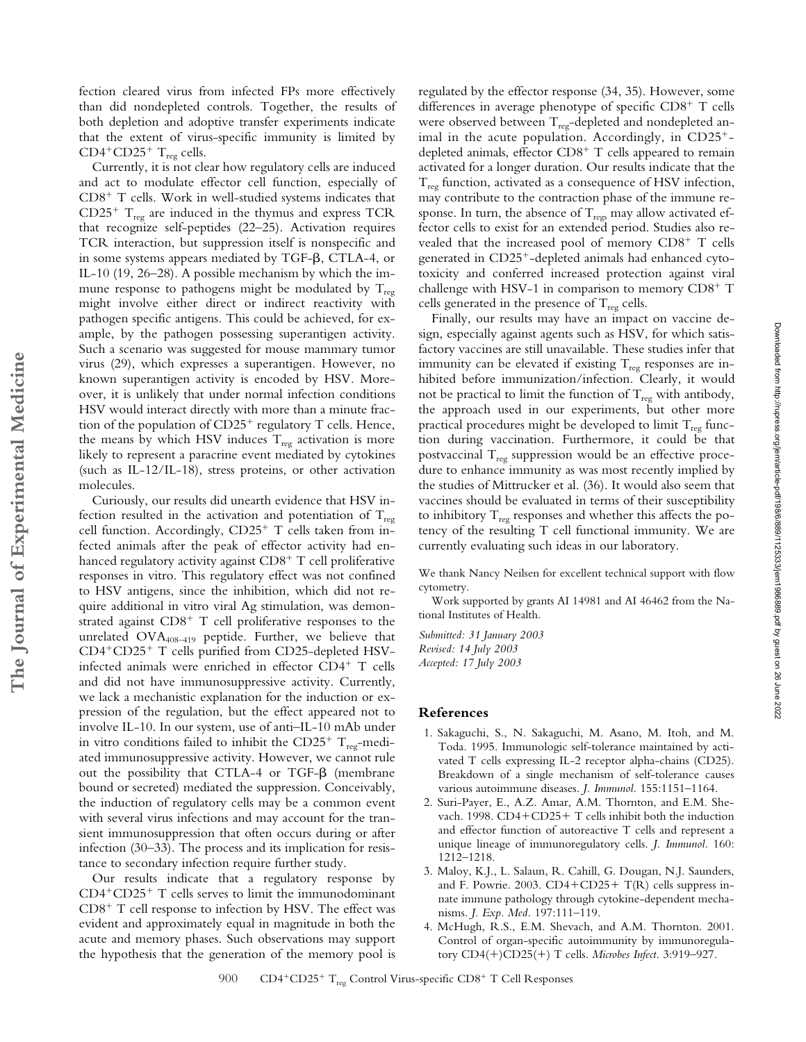fection cleared virus from infected FPs more effectively than did nondepleted controls. Together, the results of both depletion and adoptive transfer experiments indicate that the extent of virus-specific immunity is limited by $CD4^+CD25^+$ $T_{reg}$ cells.

Currently, it is not clear how regulatory cells are induced and act to modulate effector cell function, especially of $CD8^+$ T cells. Work in well-studied systems indicates that $CD25^+$ $T_{reg}$ are induced in the thymus and express TCR that recognize self-peptides (22–25). Activation requires TCR interaction, but suppression itself is nonspecific and in some systems appears mediated by TGF-β, CTLA-4, or IL-10 (19, 26–28). A possible mechanism by which the immune response to pathogens might be modulated by $T_{reg}$ might involve either direct or indirect reactivity with pathogen specific antigens. This could be achieved, for example, by the pathogen possessing superantigen activity. Such a scenario was suggested for mouse mammary tumor virus (29), which expresses a superantigen. However, no known superantigen activity is encoded by HSV. Moreover, it is unlikely that under normal infection conditions HSV would interact directly with more than a minute fraction of the population of $CD25^+$ regulatory T cells. Hence, the means by which HSV induces $T_{reg}$ activation is more likely to represent a paracrine event mediated by cytokines (such as IL-12/IL-18), stress proteins, or other activation molecules.

Curiously, our results did unearth evidence that HSV infection resulted in the activation and potentiation of $T_{reg}$ cell function. Accordingly, $CD25^+$ T cells taken from infected animals after the peak of effector activity had enhanced regulatory activity against $CD8^+$ T cell proliferative responses in vitro. This regulatory effect was not confined to HSV antigens, since the inhibition, which did not require additional in vitro viral Ag stimulation, was demonstrated against $CD8^+$ T cell proliferative responses to the unrelated $OVA_{408-419}$ peptide. Further, we believe that $CD4^+CD25^+$ T cells purified from CD25-depleted HSV-infected animals were enriched in effector $CD4^+$ T cells and did not have immunosuppressive activity. Currently, we lack a mechanistic explanation for the induction or expression of the regulation, but the effect appeared not to involve IL-10. In our system, use of anti–IL-10 mAb under in vitro conditions failed to inhibit the $CD25^+$ $T_{reg}$-mediated immunosuppressive activity. However, we cannot rule out the possibility that CTLA-4 or TGF-β (membrane bound or secreted) mediated the suppression. Conceivably, the induction of regulatory cells may be a common event with several virus infections and may account for the transient immunosuppression that often occurs during or after infection (30–33). The process and its implication for resistance to secondary infection require further study.

Our results indicate that a regulatory response by $CD4^+CD25^+$ T cells serves to limit the immunodominant $CD8^+$ T cell response to infection by HSV. The effect was evident and approximately equal in magnitude in both the acute and memory phases. Such observations may support the hypothesis that the generation of the memory pool is regulated by the effector response (34, 35). However, some differences in average phenotype of specific $CD8^+$ T cells were observed between $T_{reg}$-depleted and nondepleted animal in the acute population. Accordingly, in $CD25^+$-depleted animals, effector $CD8^+$ T cells appeared to remain activated for a longer duration. Our results indicate that the $T_{reg}$ function, activated as a consequence of HSV infection, may contribute to the contraction phase of the immune response. In turn, the absence of $T_{regs}$ may allow activated effector cells to exist for an extended period. Studies also revealed that the increased pool of memory $CD8^+$ T cells generated in $CD25^+$-depleted animals had enhanced cytotoxicity and conferred increased protection against viral challenge with HSV-1 in comparison to memory $CD8^+$ T cells generated in the presence of $T_{reg}$ cells.

Finally, our results may have an impact on vaccine design, especially against agents such as HSV, for which satisfactory vaccines are still unavailable. These studies infer that immunity can be elevated if existing $T_{reg}$ responses are inhibited before immunization/infection. Clearly, it would not be practical to limit the function of $T_{reg}$ with antibody, the approach used in our experiments, but other more practical procedures might be developed to limit $T_{reg}$ function during vaccination. Furthermore, it could be that postvaccinal $T_{reg}$ suppression would be an effective procedure to enhance immunity as was most recently implied by the studies of Mittrucker et al. (36). It would also seem that vaccines should be evaluated in terms of their susceptibility to inhibitory $T_{reg}$ responses and whether this affects the potency of the resulting T cell functional immunity. We are currently evaluating such ideas in our laboratory.

We thank Nancy Neilsen for excellent technical support with flow cytometry.

Work supported by grants AI 14981 and AI 46462 from the National Institutes of Health.

*Submitted: 31 January 2003*
*Revised: 14 July 2003*
*Accepted: 17 July 2003*

## References

1. Sakaguchi, S., N. Sakaguchi, M. Asano, M. Itoh, and M. Toda. 1995. Immunologic self-tolerance maintained by activated T cells expressing IL-2 receptor alpha-chains (CD25). Breakdown of a single mechanism of self-tolerance causes various autoimmune diseases. *J. Immunol.* 155:1151–1164.
2. Suri-Payer, E., A.Z. Amar, A.M. Thornton, and E.M. Shevach. 1998. CD4+CD25+ T cells inhibit both the induction and effector function of autoreactive T cells and represent a unique lineage of immunoregulatory cells. *J. Immunol.* 160: 1212–1218.
3. Maloy, K.J., L. Salaun, R. Cahill, G. Dougan, N.J. Saunders, and F. Powrie. 2003. CD4+CD25+ T(R) cells suppress innate immune pathology through cytokine-dependent mechanisms. *J. Exp. Med.* 197:111–119.
4. McHugh, R.S., E.M. Shevach, and A.M. Thornton. 2001. Control of organ-specific autoimmunity by immunoregulatory CD4(+)CD25(+) T cells. *Microbes Infect.* 3:919–927.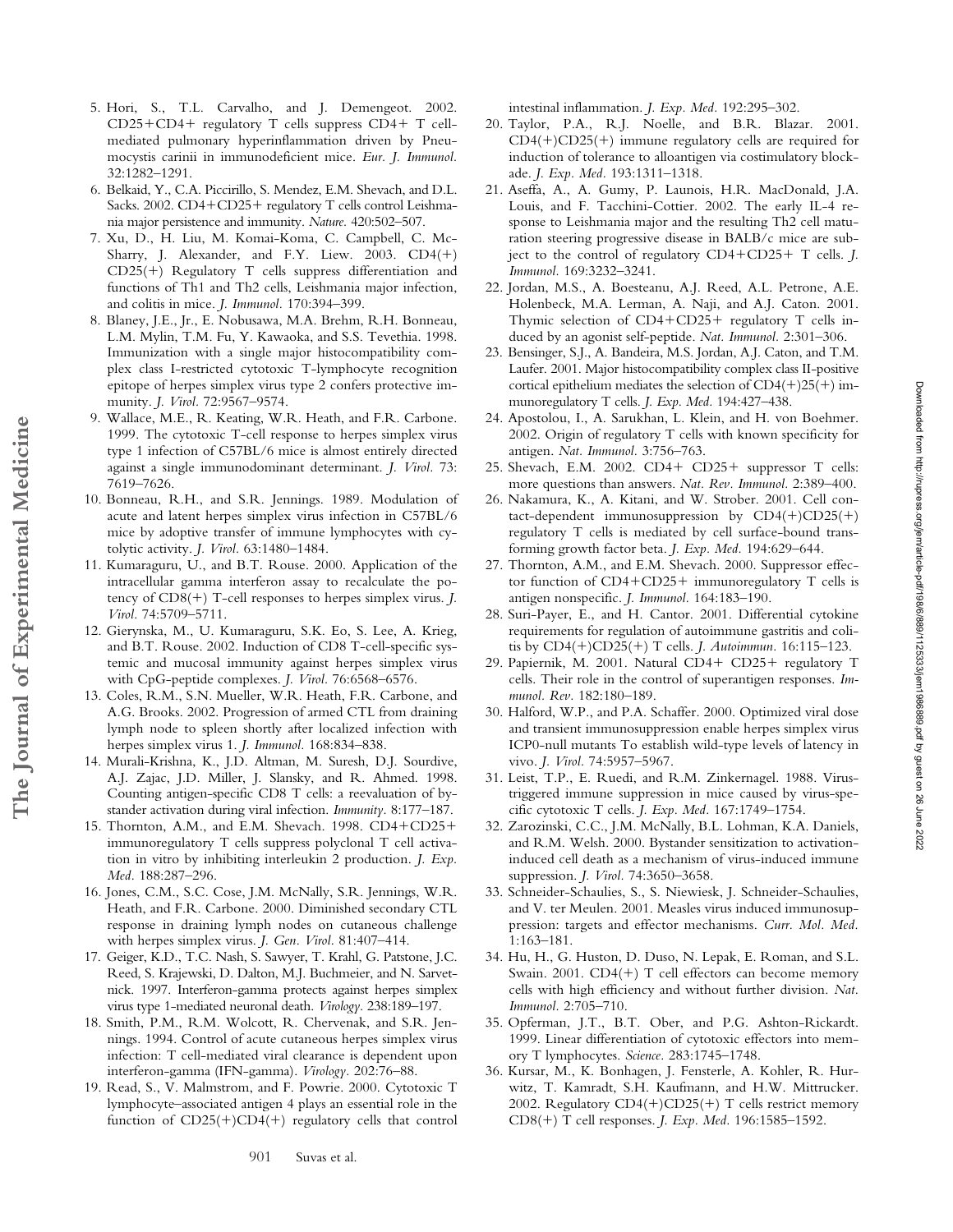5. Hori, S., T.L. Carvalho, and J. Demengeot. 2002. CD25+CD4+ regulatory T cells suppress CD4+ T cell-mediated pulmonary hyperinflammation driven by Pneumocystis carinii in immunodeficient mice. *Eur. J. Immunol.* 32:1282–1291.
6. Belkaid, Y., C.A. Piccirillo, S. Mendez, E.M. Shevach, and D.L. Sacks. 2002. CD4+CD25+ regulatory T cells control Leishmania major persistence and immunity. *Nature.* 420:502–507.
7. Xu, D., H. Liu, M. Komai-Koma, C. Campbell, C. McSharry, J. Alexander, and F.Y. Liew. 2003. CD4(+) CD25(+) Regulatory T cells suppress differentiation and functions of Th1 and Th2 cells, Leishmania major infection, and colitis in mice. *J. Immunol.* 170:394–399.
8. Blaney, J.E., Jr., E. Nobusawa, M.A. Brehm, R.H. Bonneau, L.M. Mylin, T.M. Fu, Y. Kawaoka, and S.S. Tevethia. 1998. Immunization with a single major histocompatibility complex class I-restricted cytotoxic T-lymphocyte recognition epitope of herpes simplex virus type 2 confers protective immunity. *J. Virol.* 72:9567–9574.
9. Wallace, M.E., R. Keating, W.R. Heath, and F.R. Carbone. 1999. The cytotoxic T-cell response to herpes simplex virus type 1 infection of C57BL/6 mice is almost entirely directed against a single immunodominant determinant. *J. Virol.* 73: 7619–7626.
10. Bonneau, R.H., and S.R. Jennings. 1989. Modulation of acute and latent herpes simplex virus infection in C57BL/6 mice by adoptive transfer of immune lymphocytes with cytolytic activity. *J. Virol.* 63:1480–1484.
11. Kumaraguru, U., and B.T. Rouse. 2000. Application of the intracellular gamma interferon assay to recalculate the potency of CD8(+) T-cell responses to herpes simplex virus. *J. Virol.* 74:5709–5711.
12. Gierynska, M., U. Kumaraguru, S.K. Eo, S. Lee, A. Krieg, and B.T. Rouse. 2002. Induction of CD8 T-cell-specific systemic and mucosal immunity against herpes simplex virus with CpG-peptide complexes. *J. Virol.* 76:6568–6576.
13. Coles, R.M., S.N. Mueller, W.R. Heath, F.R. Carbone, and A.G. Brooks. 2002. Progression of armed CTL from draining lymph node to spleen shortly after localized infection with herpes simplex virus 1. *J. Immunol.* 168:834–838.
14. Murali-Krishna, K., J.D. Altman, M. Suresh, D.J. Sourdive, A.J. Zajac, J.D. Miller, J. Slansky, and R. Ahmed. 1998. Counting antigen-specific CD8 T cells: a reevaluation of bystander activation during viral infection. *Immunity.* 8:177–187.
15. Thornton, A.M., and E.M. Shevach. 1998. CD4+CD25+ immunoregulatory T cells suppress polyclonal T cell activation in vitro by inhibiting interleukin 2 production. *J. Exp. Med.* 188:287–296.
16. Jones, C.M., S.C. Cose, J.M. McNally, S.R. Jennings, W.R. Heath, and F.R. Carbone. 2000. Diminished secondary CTL response in draining lymph nodes on cutaneous challenge with herpes simplex virus. *J. Gen. Virol.* 81:407–414.
17. Geiger, K.D., T.C. Nash, S. Sawyer, T. Krahl, G. Patstone, J.C. Reed, S. Krajewski, D. Dalton, M.J. Buchmeier, and N. Sarvetnick. 1997. Interferon-gamma protects against herpes simplex virus type 1-mediated neuronal death. *Virology.* 238:189–197.
18. Smith, P.M., R.M. Wolcott, R. Chervenak, and S.R. Jennings. 1994. Control of acute cutaneous herpes simplex virus infection: T cell-mediated viral clearance is dependent upon interferon-gamma (IFN-gamma). *Virology.* 202:76–88.
19. Read, S., V. Malmstrom, and F. Powrie. 2000. Cytotoxic T lymphocyte–associated antigen 4 plays an essential role in the function of CD25(+)CD4(+) regulatory cells that control intestinal inflammation. *J. Exp. Med.* 192:295–302.
20. Taylor, P.A., R.J. Noelle, and B.R. Blazar. 2001. CD4(+)CD25(+) immune regulatory cells are required for induction of tolerance to alloantigen via costimulatory blockade. *J. Exp. Med.* 193:1311–1318.
21. Aseffa, A., A. Gumy, P. Launois, H.R. MacDonald, J.A. Louis, and F. Tacchini-Cottier. 2002. The early IL-4 response to Leishmania major and the resulting Th2 cell maturation steering progressive disease in BALB/c mice are subject to the control of regulatory CD4+CD25+ T cells. *J. Immunol.* 169:3232–3241.
22. Jordan, M.S., A. Boesteanu, A.J. Reed, A.L. Petrone, A.E. Holenbeck, M.A. Lerman, A. Naji, and A.J. Caton. 2001. Thymic selection of CD4+CD25+ regulatory T cells induced by an agonist self-peptide. *Nat. Immunol.* 2:301–306.
23. Bensinger, S.J., A. Bandeira, M.S. Jordan, A.J. Caton, and T.M. Laufer. 2001. Major histocompatibility complex class II-positive cortical epithelium mediates the selection of CD4(+)25(+) immunoregulatory T cells. *J. Exp. Med.* 194:427–438.
24. Apostolou, I., A. Sarukhan, L. Klein, and H. von Boehmer. 2002. Origin of regulatory T cells with known specificity for antigen. *Nat. Immunol.* 3:756–763.
25. Shevach, E.M. 2002. CD4+ CD25+ suppressor T cells: more questions than answers. *Nat. Rev. Immunol.* 2:389–400.
26. Nakamura, K., A. Kitani, and W. Strober. 2001. Cell contact-dependent immunosuppression by CD4(+)CD25(+) regulatory T cells is mediated by cell surface-bound transforming growth factor beta. *J. Exp. Med.* 194:629–644.
27. Thornton, A.M., and E.M. Shevach. 2000. Suppressor effector function of CD4+CD25+ immunoregulatory T cells is antigen nonspecific. *J. Immunol.* 164:183–190.
28. Suri-Payer, E., and H. Cantor. 2001. Differential cytokine requirements for regulation of autoimmune gastritis and colitis by CD4(+)CD25(+) T cells. *J. Autoimmun.* 16:115–123.
29. Papiernik, M. 2001. Natural CD4+ CD25+ regulatory T cells. Their role in the control of superantigen responses. *Immunol. Rev.* 182:180–189.
30. Halford, W.P., and P.A. Schaffer. 2000. Optimized viral dose and transient immunosuppression enable herpes simplex virus ICP0-null mutants To establish wild-type levels of latency in vivo. *J. Virol.* 74:5957–5967.
31. Leist, T.P., E. Ruedi, and R.M. Zinkernagel. 1988. Virus-triggered immune suppression in mice caused by virus-specific cytotoxic T cells. *J. Exp. Med.* 167:1749–1754.
32. Zarozinski, C.C., J.M. McNally, B.L. Lohman, K.A. Daniels, and R.M. Welsh. 2000. Bystander sensitization to activation-induced cell death as a mechanism of virus-induced immune suppression. *J. Virol.* 74:3650–3658.
33. Schneider-Schaulies, S., S. Niewiesk, J. Schneider-Schaulies, and V. ter Meulen. 2001. Measles virus induced immunosuppression: targets and effector mechanisms. *Curr. Mol. Med.* 1:163–181.
34. Hu, H., G. Huston, D. Duso, N. Lepak, E. Roman, and S.L. Swain. 2001. CD4(+) T cell effectors can become memory cells with high efficiency and without further division. *Nat. Immunol.* 2:705–710.
35. Opferman, J.T., B.T. Ober, and P.G. Ashton-Rickardt. 1999. Linear differentiation of cytotoxic effectors into memory T lymphocytes. *Science.* 283:1745–1748.
36. Kursar, M., K. Bonhagen, J. Fensterle, A. Kohler, R. Hurwitz, T. Kamradt, S.H. Kaufmann, and H.W. Mittrucker. 2002. Regulatory CD4(+)CD25(+) T cells restrict memory CD8(+) T cell responses. *J. Exp. Med.* 196:1585–1592.